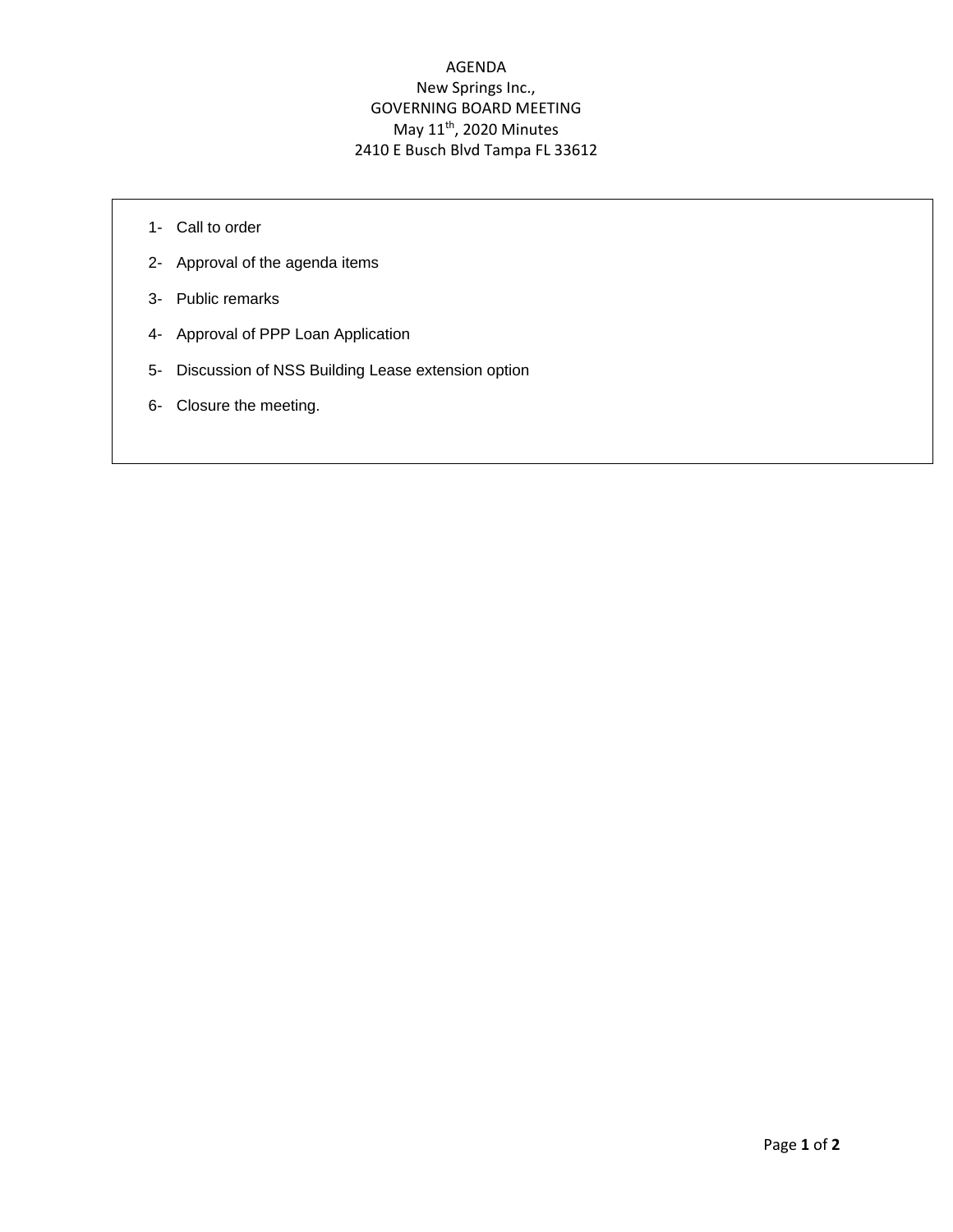# AGENDA

New Springs Inc.,
GOVERNING BOARD MEETING
May 11th, 2020 Minutes
2410 E Busch Blvd Tampa FL 33612

1- Call to order
2- Approval of the agenda items
3- Public remarks
4- Approval of PPP Loan Application
5- Discussion of NSS Building Lease extension option
6- Closure the meeting.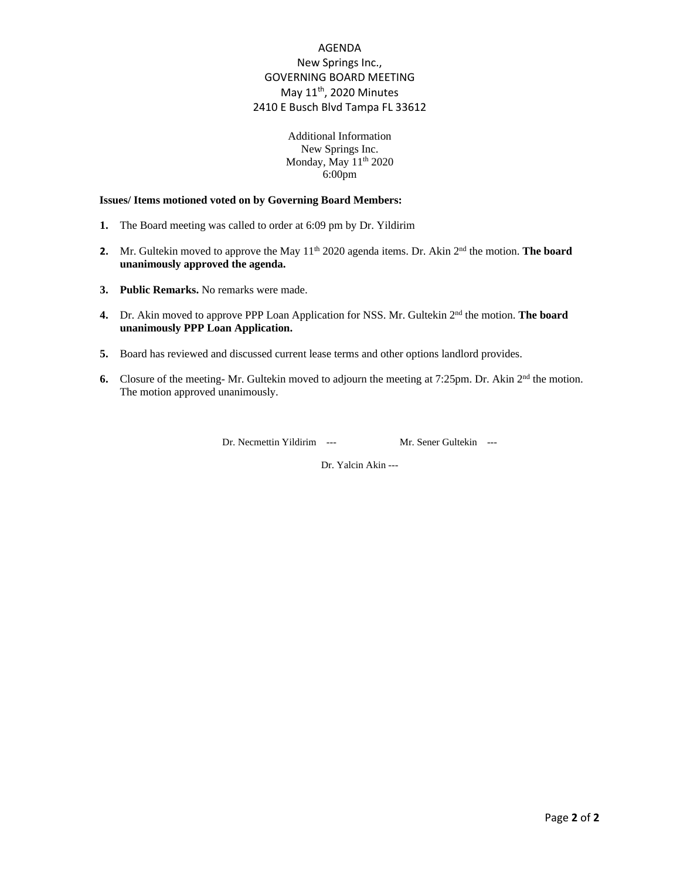# AGENDA

New Springs Inc.,
GOVERNING BOARD MEETING
May 11th, 2020 Minutes
2410 E Busch Blvd Tampa FL 33612

Additional Information
New Springs Inc.
Monday, May 11th 2020
6:00pm

**Issues/ Items motioned voted on by Governing Board Members:**

1. The Board meeting was called to order at 6:09 pm by Dr. Yildirim

2. Mr. Gultekin moved to approve the May 11th 2020 agenda items. Dr. Akin 2nd the motion. **The board unanimously approved the agenda.**

3. **Public Remarks.** No remarks were made.

4. Dr. Akin moved to approve PPP Loan Application for NSS. Mr. Gultekin 2nd the motion. **The board unanimously PPP Loan Application.**

5. Board has reviewed and discussed current lease terms and other options landlord provides.

6. Closure of the meeting- Mr. Gultekin moved to adjourn the meeting at 7:25pm. Dr. Akin 2nd the motion. The motion approved unanimously.

Dr. Necmettin Yildirim --- Mr. Sener Gultekin ---

Dr. Yalcin Akin ---